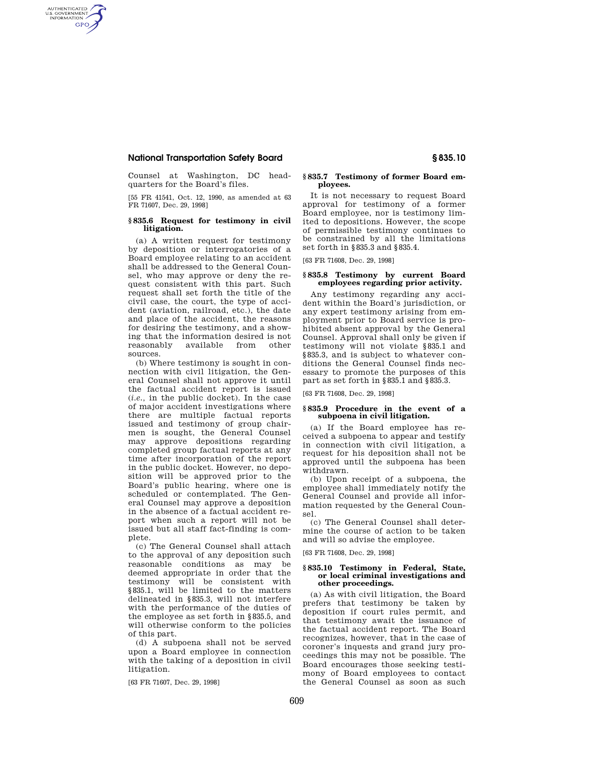Counsel at Washington, DC headquarters for the Board's files.

[55 FR 41541, Oct. 12, 1990, as amended at 63 FR 71607, Dec. 29, 1998]

### § 835.6 Request for testimony in civil litigation.

(a) A written request for testimony by deposition or interrogatories of a Board employee relating to an accident shall be addressed to the General Counsel, who may approve or deny the request consistent with this part. Such request shall set forth the title of the civil case, the court, the type of accident (aviation, railroad, etc.), the date and place of the accident, the reasons for desiring the testimony, and a showing that the information desired is not reasonably available from other sources.

(b) Where testimony is sought in connection with civil litigation, the General Counsel shall not approve it until the factual accident report is issued (*i.e.*, in the public docket). In the case of major accident investigations where there are multiple factual reports issued and testimony of group chairmen is sought, the General Counsel may approve depositions regarding completed group factual reports at any time after incorporation of the report in the public docket. However, no deposition will be approved prior to the Board's public hearing, where one is scheduled or contemplated. The General Counsel may approve a deposition in the absence of a factual accident report when such a report will not be issued but all staff fact-finding is complete.

(c) The General Counsel shall attach to the approval of any deposition such reasonable conditions as may be deemed appropriate in order that the testimony will be consistent with §835.1, will be limited to the matters delineated in §835.3, will not interfere with the performance of the duties of the employee as set forth in §835.5, and will otherwise conform to the policies of this part.

(d) A subpoena shall not be served upon a Board employee in connection with the taking of a deposition in civil litigation.

[63 FR 71607, Dec. 29, 1998]

### § 835.7 Testimony of former Board employees.

It is not necessary to request Board approval for testimony of a former Board employee, nor is testimony limited to depositions. However, the scope of permissible testimony continues to be constrained by all the limitations set forth in §835.3 and §835.4.

[63 FR 71608, Dec. 29, 1998]

### § 835.8 Testimony by current Board employees regarding prior activity.

Any testimony regarding any accident within the Board's jurisdiction, or any expert testimony arising from employment prior to Board service is prohibited absent approval by the General Counsel. Approval shall only be given if testimony will not violate §835.1 and §835.3, and is subject to whatever conditions the General Counsel finds necessary to promote the purposes of this part as set forth in §835.1 and §835.3.

[63 FR 71608, Dec. 29, 1998]

### § 835.9 Procedure in the event of a subpoena in civil litigation.

(a) If the Board employee has received a subpoena to appear and testify in connection with civil litigation, a request for his deposition shall not be approved until the subpoena has been withdrawn.

(b) Upon receipt of a subpoena, the employee shall immediately notify the General Counsel and provide all information requested by the General Counsel.

(c) The General Counsel shall determine the course of action to be taken and will so advise the employee.

[63 FR 71608, Dec. 29, 1998]

### § 835.10 Testimony in Federal, State, or local criminal investigations and other proceedings.

(a) As with civil litigation, the Board prefers that testimony be taken by deposition if court rules permit, and that testimony await the issuance of the factual accident report. The Board recognizes, however, that in the case of coroner's inquests and grand jury proceedings this may not be possible. The Board encourages those seeking testimony of Board employees to contact the General Counsel as soon as such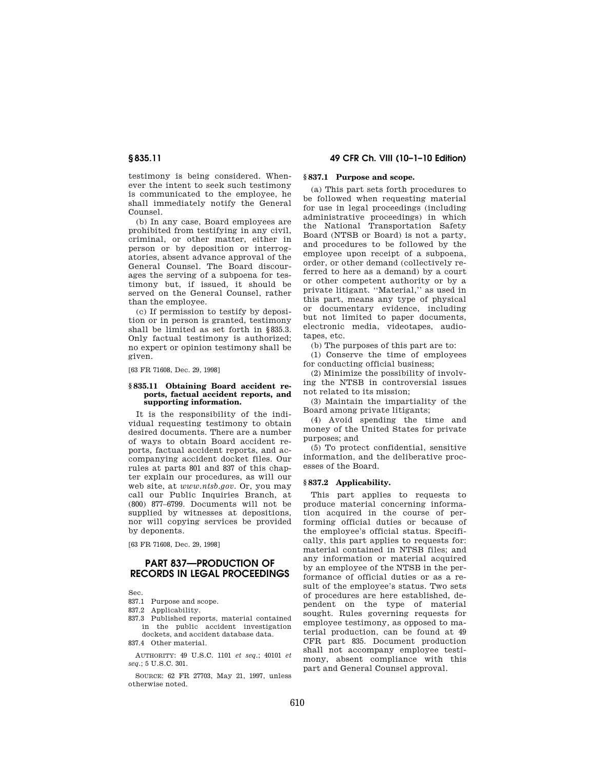testimony is being considered. Whenever the intent to seek such testimony is communicated to the employee, he shall immediately notify the General Counsel.

(b) In any case, Board employees are prohibited from testifying in any civil, criminal, or other matter, either in person or by deposition or interrogatories, absent advance approval of the General Counsel. The Board discourages the serving of a subpoena for testimony but, if issued, it should be served on the General Counsel, rather than the employee.

(c) If permission to testify by deposition or in person is granted, testimony shall be limited as set forth in §835.3. Only factual testimony is authorized; no expert or opinion testimony shall be given.

[63 FR 71608, Dec. 29, 1998]

### § 835.11 Obtaining Board accident reports, factual accident reports, and supporting information.

It is the responsibility of the individual requesting testimony to obtain desired documents. There are a number of ways to obtain Board accident reports, factual accident reports, and accompanying accident docket files. Our rules at parts 801 and 837 of this chapter explain our procedures, as will our web site, at *www.ntsb.gov*. Or, you may call our Public Inquiries Branch, at (800) 877–6799. Documents will not be supplied by witnesses at depositions, nor will copying services be provided by deponents.

[63 FR 71608, Dec. 29, 1998]

## PART 837—PRODUCTION OF RECORDS IN LEGAL PROCEEDINGS

Sec.

837.1 Purpose and scope.

837.2 Applicability.

837.3 Published reports, material contained in the public accident investigation dockets, and accident database data.

837.4 Other material.

AUTHORITY: 49 U.S.C. 1101 *et seq.*; 40101 *et seq.*; 5 U.S.C. 301.

SOURCE: 62 FR 27703, May 21, 1997, unless otherwise noted.

### § 837.1 Purpose and scope.

(a) This part sets forth procedures to be followed when requesting material for use in legal proceedings (including administrative proceedings) in which the National Transportation Safety Board (NTSB or Board) is not a party, and procedures to be followed by the employee upon receipt of a subpoena, order, or other demand (collectively referred to here as a demand) by a court or other competent authority or by a private litigant. ''Material,'' as used in this part, means any type of physical or documentary evidence, including but not limited to paper documents, electronic media, videotapes, audiotapes, etc.

(b) The purposes of this part are to:

(1) Conserve the time of employees for conducting official business;

(2) Minimize the possibility of involving the NTSB in controversial issues not related to its mission;

(3) Maintain the impartiality of the Board among private litigants;

(4) Avoid spending the time and money of the United States for private purposes; and

(5) To protect confidential, sensitive information, and the deliberative processes of the Board.

### § 837.2 Applicability.

This part applies to requests to produce material concerning information acquired in the course of performing official duties or because of the employee's official status. Specifically, this part applies to requests for: material contained in NTSB files; and any information or material acquired by an employee of the NTSB in the performance of official duties or as a result of the employee's status. Two sets of procedures are here established, dependent on the type of material sought. Rules governing requests for employee testimony, as opposed to material production, can be found at 49 CFR part 835. Document production shall not accompany employee testimony, absent compliance with this part and General Counsel approval.